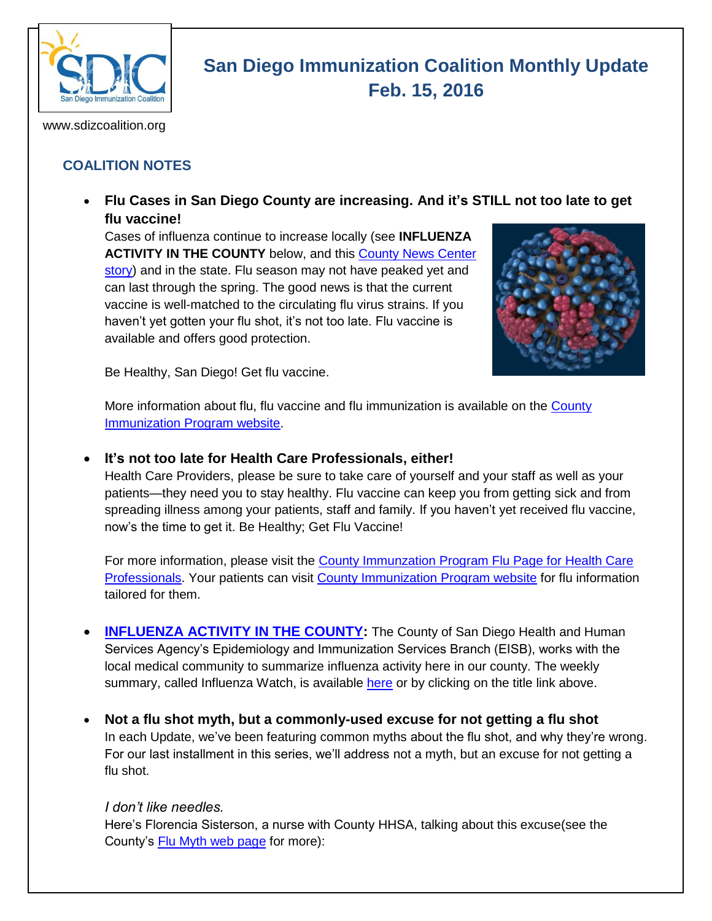# San Diego Immunization Coalition Monthly Update
## Feb. 15, 2016

www.sdizcoalition.org

### COALITION NOTES

- **Flu Cases in San Diego County are increasing. And it's STILL not too late to get flu vaccine!**

  Cases of influenza continue to increase locally (see **INFLUENZA ACTIVITY IN THE COUNTY** below, and this County News Center story) and in the state. Flu season may not have peaked yet and can last through the spring. The good news is that the current vaccine is well-matched to the circulating flu virus strains. If you haven't yet gotten your flu shot, it's not too late. Flu vaccine is available and offers good protection.

  Be Healthy, San Diego! Get flu vaccine.

  More information about flu, flu vaccine and flu immunization is available on the County Immunization Program website.

- **It's not too late for Health Care Professionals, either!**

  Health Care Providers, please be sure to take care of yourself and your staff as well as your patients—they need you to stay healthy. Flu vaccine can keep you from getting sick and from spreading illness among your patients, staff and family. If you haven't yet received flu vaccine, now's the time to get it. Be Healthy; Get Flu Vaccine!

  For more information, please visit the County Immunzation Program Flu Page for Health Care Professionals. Your patients can visit County Immunization Program website for flu information tailored for them.

- **INFLUENZA ACTIVITY IN THE COUNTY:** The County of San Diego Health and Human Services Agency's Epidemiology and Immunization Services Branch (EISB), works with the local medical community to summarize influenza activity here in our county. The weekly summary, called Influenza Watch, is available here or by clicking on the title link above.

- **Not a flu shot myth, but a commonly-used excuse for not getting a flu shot**

  In each Update, we've been featuring common myths about the flu shot, and why they're wrong. For our last installment in this series, we'll address not a myth, but an excuse for not getting a flu shot.

  *I don't like needles.*

  Here's Florencia Sisterson, a nurse with County HHSA, talking about this excuse(see the County's Flu Myth web page for more):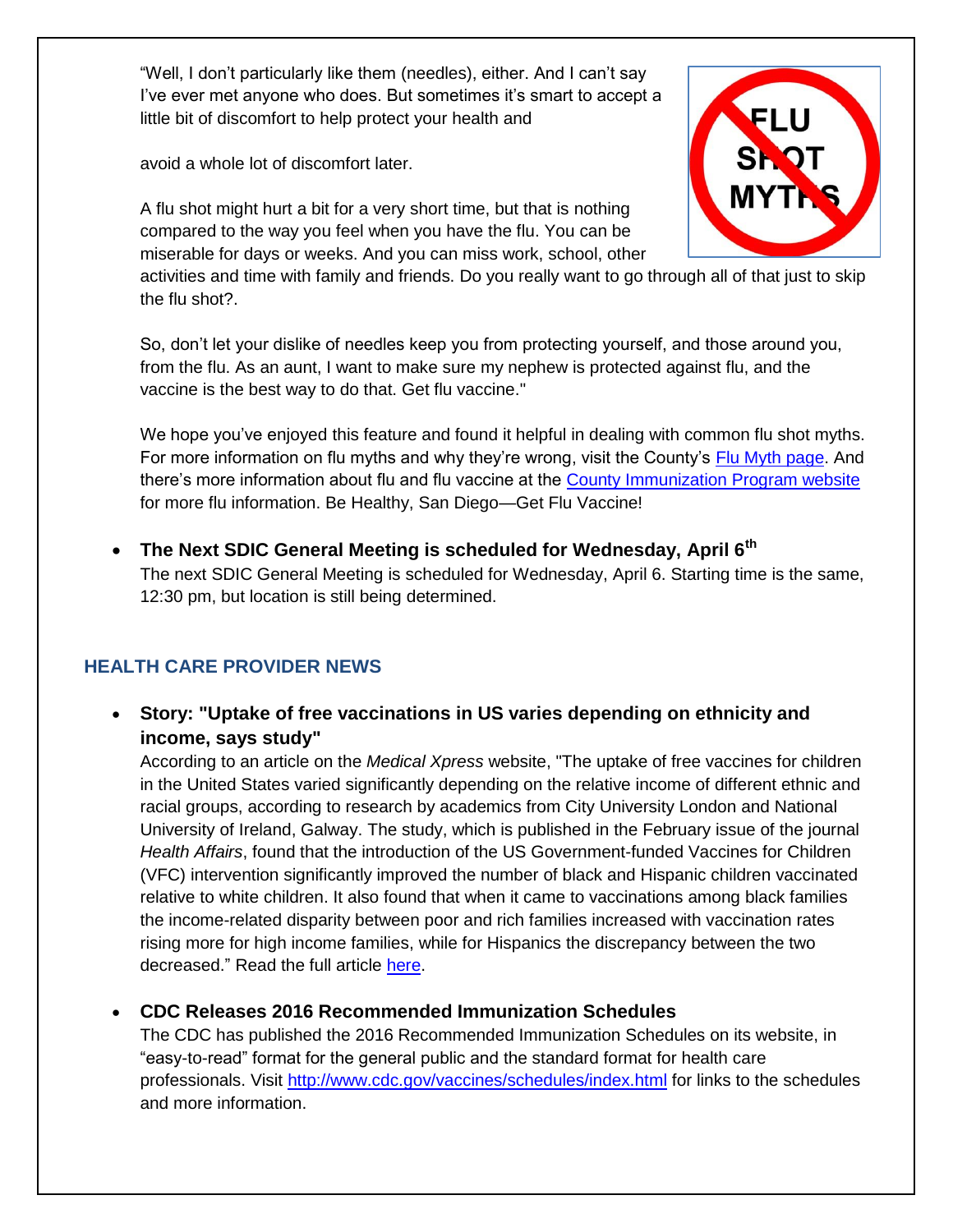"Well, I don't particularly like them (needles), either. And I can't say I've ever met anyone who does. But sometimes it's smart to accept a little bit of discomfort to help protect your health and

avoid a whole lot of discomfort later.

A flu shot might hurt a bit for a very short time, but that is nothing compared to the way you feel when you have the flu. You can be miserable for days or weeks. And you can miss work, school, other activities and time with family and friends. Do you really want to go through all of that just to skip the flu shot?.

So, don't let your dislike of needles keep you from protecting yourself, and those around you, from the flu. As an aunt, I want to make sure my nephew is protected against flu, and the vaccine is the best way to do that. Get flu vaccine."

We hope you've enjoyed this feature and found it helpful in dealing with common flu shot myths. For more information on flu myths and why they're wrong, visit the County's Flu Myth page. And there's more information about flu and flu vaccine at the County Immunization Program website for more flu information. Be Healthy, San Diego—Get Flu Vaccine!

- **The Next SDIC General Meeting is scheduled for Wednesday, April 6th**
  The next SDIC General Meeting is scheduled for Wednesday, April 6. Starting time is the same, 12:30 pm, but location is still being determined.

## HEALTH CARE PROVIDER NEWS

- **Story: "Uptake of free vaccinations in US varies depending on ethnicity and income, says study"**
  According to an article on the *Medical Xpress* website, "The uptake of free vaccines for children in the United States varied significantly depending on the relative income of different ethnic and racial groups, according to research by academics from City University London and National University of Ireland, Galway. The study, which is published in the February issue of the journal *Health Affairs*, found that the introduction of the US Government-funded Vaccines for Children (VFC) intervention significantly improved the number of black and Hispanic children vaccinated relative to white children. It also found that when it came to vaccinations among black families the income-related disparity between poor and rich families increased with vaccination rates rising more for high income families, while for Hispanics the discrepancy between the two decreased." Read the full article here.

- **CDC Releases 2016 Recommended Immunization Schedules**
  The CDC has published the 2016 Recommended Immunization Schedules on its website, in "easy-to-read" format for the general public and the standard format for health care professionals. Visit http://www.cdc.gov/vaccines/schedules/index.html for links to the schedules and more information.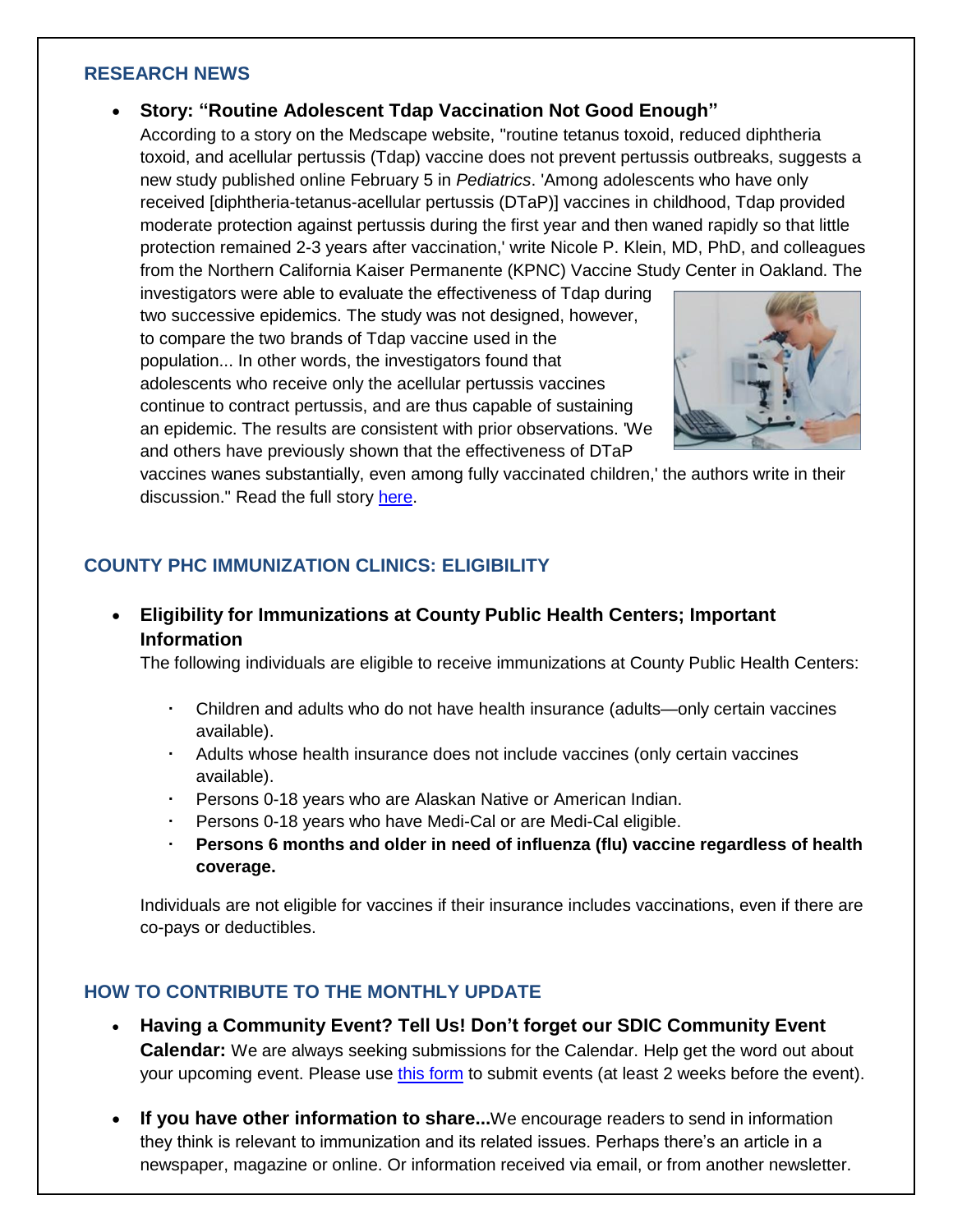## RESEARCH NEWS

- **Story: "Routine Adolescent Tdap Vaccination Not Good Enough"**
  According to a story on the Medscape website, "routine tetanus toxoid, reduced diphtheria toxoid, and acellular pertussis (Tdap) vaccine does not prevent pertussis outbreaks, suggests a new study published online February 5 in *Pediatrics*. 'Among adolescents who have only received [diphtheria-tetanus-acellular pertussis (DTaP)] vaccines in childhood, Tdap provided moderate protection against pertussis during the first year and then waned rapidly so that little protection remained 2-3 years after vaccination,' write Nicole P. Klein, MD, PhD, and colleagues from the Northern California Kaiser Permanente (KPNC) Vaccine Study Center in Oakland. The investigators were able to evaluate the effectiveness of Tdap during two successive epidemics. The study was not designed, however, to compare the two brands of Tdap vaccine used in the population... In other words, the investigators found that adolescents who receive only the acellular pertussis vaccines continue to contract pertussis, and are thus capable of sustaining an epidemic. The results are consistent with prior observations. 'We and others have previously shown that the effectiveness of DTaP vaccines wanes substantially, even among fully vaccinated children,' the authors write in their discussion." Read the full story here.

## COUNTY PHC IMMUNIZATION CLINICS: ELIGIBILITY

- **Eligibility for Immunizations at County Public Health Centers; Important Information**
  The following individuals are eligible to receive immunizations at County Public Health Centers:

  - Children and adults who do not have health insurance (adults—only certain vaccines available).
  - Adults whose health insurance does not include vaccines (only certain vaccines available).
  - Persons 0-18 years who are Alaskan Native or American Indian.
  - Persons 0-18 years who have Medi-Cal or are Medi-Cal eligible.
  - **Persons 6 months and older in need of influenza (flu) vaccine regardless of health coverage.**

  Individuals are not eligible for vaccines if their insurance includes vaccinations, even if there are co-pays or deductibles.

## HOW TO CONTRIBUTE TO THE MONTHLY UPDATE

- **Having a Community Event? Tell Us! Don't forget our SDIC Community Event Calendar:** We are always seeking submissions for the Calendar. Help get the word out about your upcoming event. Please use this form to submit events (at least 2 weeks before the event).

- **If you have other information to share...** We encourage readers to send in information they think is relevant to immunization and its related issues. Perhaps there's an article in a newspaper, magazine or online. Or information received via email, or from another newsletter.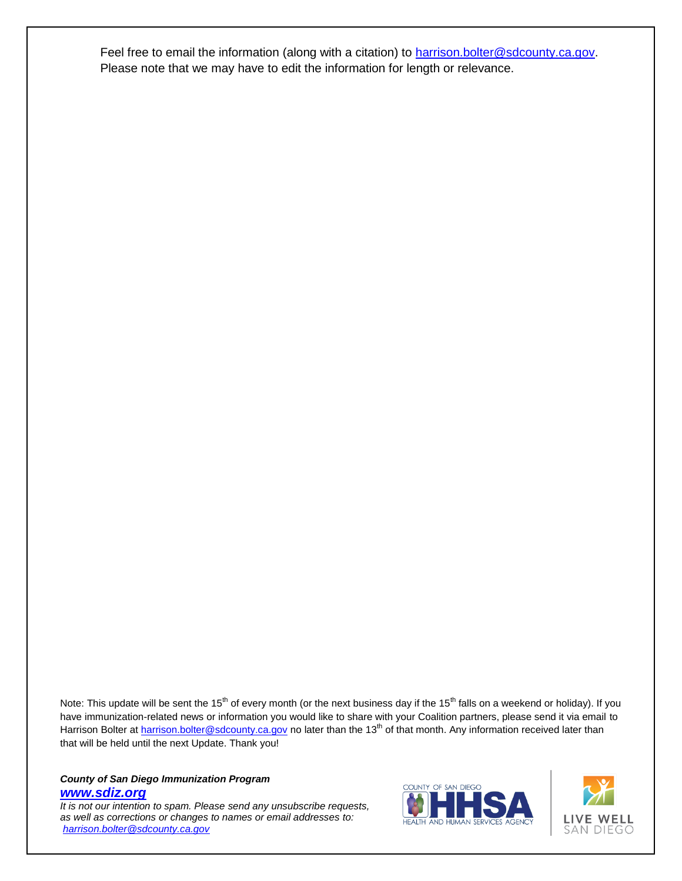Feel free to email the information (along with a citation) to harrison.bolter@sdcounty.ca.gov. Please note that we may have to edit the information for length or relevance.

Note: This update will be sent the 15th of every month (or the next business day if the 15th falls on a weekend or holiday). If you have immunization-related news or information you would like to share with your Coalition partners, please send it via email to Harrison Bolter at harrison.bolter@sdcounty.ca.gov no later than the 13th of that month. Any information received later than that will be held until the next Update. Thank you!

***County of San Diego Immunization Program***
***www.sdiz.org***
*It is not our intention to spam. Please send any unsubscribe requests, as well as corrections or changes to names or email addresses to: harrison.bolter@sdcounty.ca.gov*

COUNTY OF SAN DIEGO HHSA HEALTH AND HUMAN SERVICES AGENCY

LIVE WELL SAN DIEGO